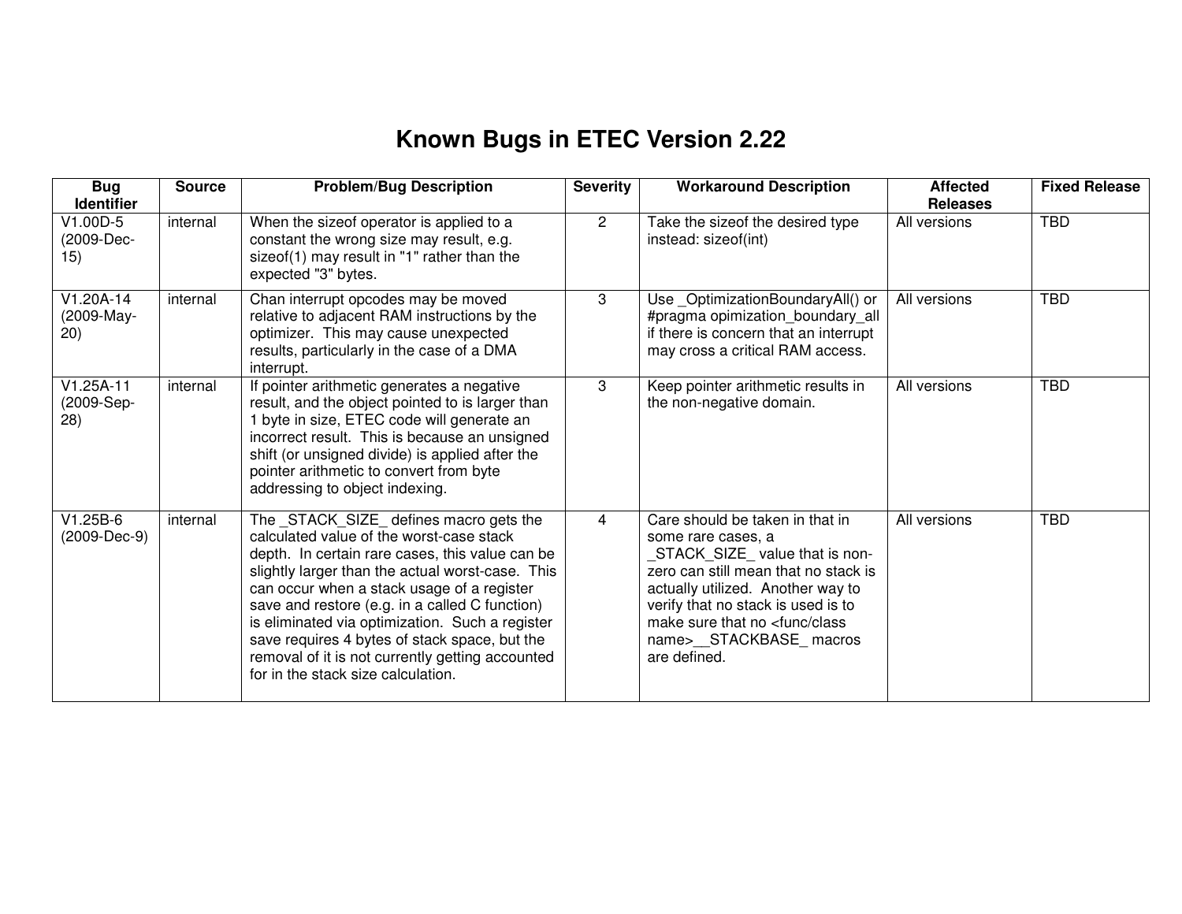# Known Bugs in ETEC Version 2.22

| Bug Identifier | Source | Problem/Bug Description | Severity | Workaround Description | Affected Releases | Fixed Release |
|---|---|---|---|---|---|---|
| V1.00D-5 (2009-Dec-15) | internal | When the sizeof operator is applied to a constant the wrong size may result, e.g. sizeof(1) may result in "1" rather than the expected "3" bytes. | 2 | Take the sizeof the desired type instead: sizeof(int) | All versions | TBD |
| V1.20A-14 (2009-May-20) | internal | Chan interrupt opcodes may be moved relative to adjacent RAM instructions by the optimizer. This may cause unexpected results, particularly in the case of a DMA interrupt. | 3 | Use _OptimizationBoundaryAll() or #pragma opimization_boundary_all if there is concern that an interrupt may cross a critical RAM access. | All versions | TBD |
| V1.25A-11 (2009-Sep-28) | internal | If pointer arithmetic generates a negative result, and the object pointed to is larger than 1 byte in size, ETEC code will generate an incorrect result. This is because an unsigned shift (or unsigned divide) is applied after the pointer arithmetic to convert from byte addressing to object indexing. | 3 | Keep pointer arithmetic results in the non-negative domain. | All versions | TBD |
| V1.25B-6 (2009-Dec-9) | internal | The _STACK_SIZE_ defines macro gets the calculated value of the worst-case stack depth. In certain rare cases, this value can be slightly larger than the actual worst-case. This can occur when a stack usage of a register save and restore (e.g. in a called C function) is eliminated via optimization. Such a register save requires 4 bytes of stack space, but the removal of it is not currently getting accounted for in the stack size calculation. | 4 | Care should be taken in that in some rare cases, a _STACK_SIZE_ value that is non-zero can still mean that no stack is actually utilized. Another way to verify that no stack is used is to make sure that no <func/class name>__STACKBASE_ macros are defined. | All versions | TBD |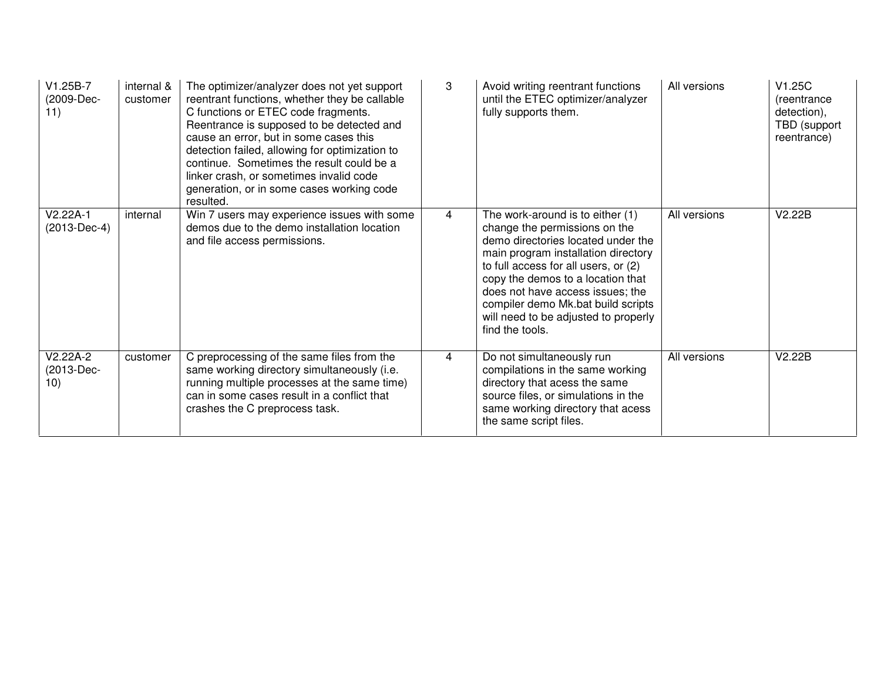| | | | | | | |
|---|---|---|---|---|---|---|
| V1.25B-7 (2009-Dec-11) | internal & customer | The optimizer/analyzer does not yet support reentrant functions, whether they be callable C functions or ETEC code fragments. Reentrance is supposed to be detected and cause an error, but in some cases this detection failed, allowing for optimization to continue. Sometimes the result could be a linker crash, or sometimes invalid code generation, or in some cases working code resulted. | 3 | Avoid writing reentrant functions until the ETEC optimizer/analyzer fully supports them. | All versions | V1.25C (reentrance detection), TBD (support reentrance) |
| V2.22A-1 (2013-Dec-4) | internal | Win 7 users may experience issues with some demos due to the demo installation location and file access permissions. | 4 | The work-around is to either (1) change the permissions on the demo directories located under the main program installation directory to full access for all users, or (2) copy the demos to a location that does not have access issues; the compiler demo Mk.bat build scripts will need to be adjusted to properly find the tools. | All versions | V2.22B |
| V2.22A-2 (2013-Dec-10) | customer | C preprocessing of the same files from the same working directory simultaneously (i.e. running multiple processes at the same time) can in some cases result in a conflict that crashes the C preprocess task. | 4 | Do not simultaneously run compilations in the same working directory that acess the same source files, or simulations in the same working directory that acess the same script files. | All versions | V2.22B |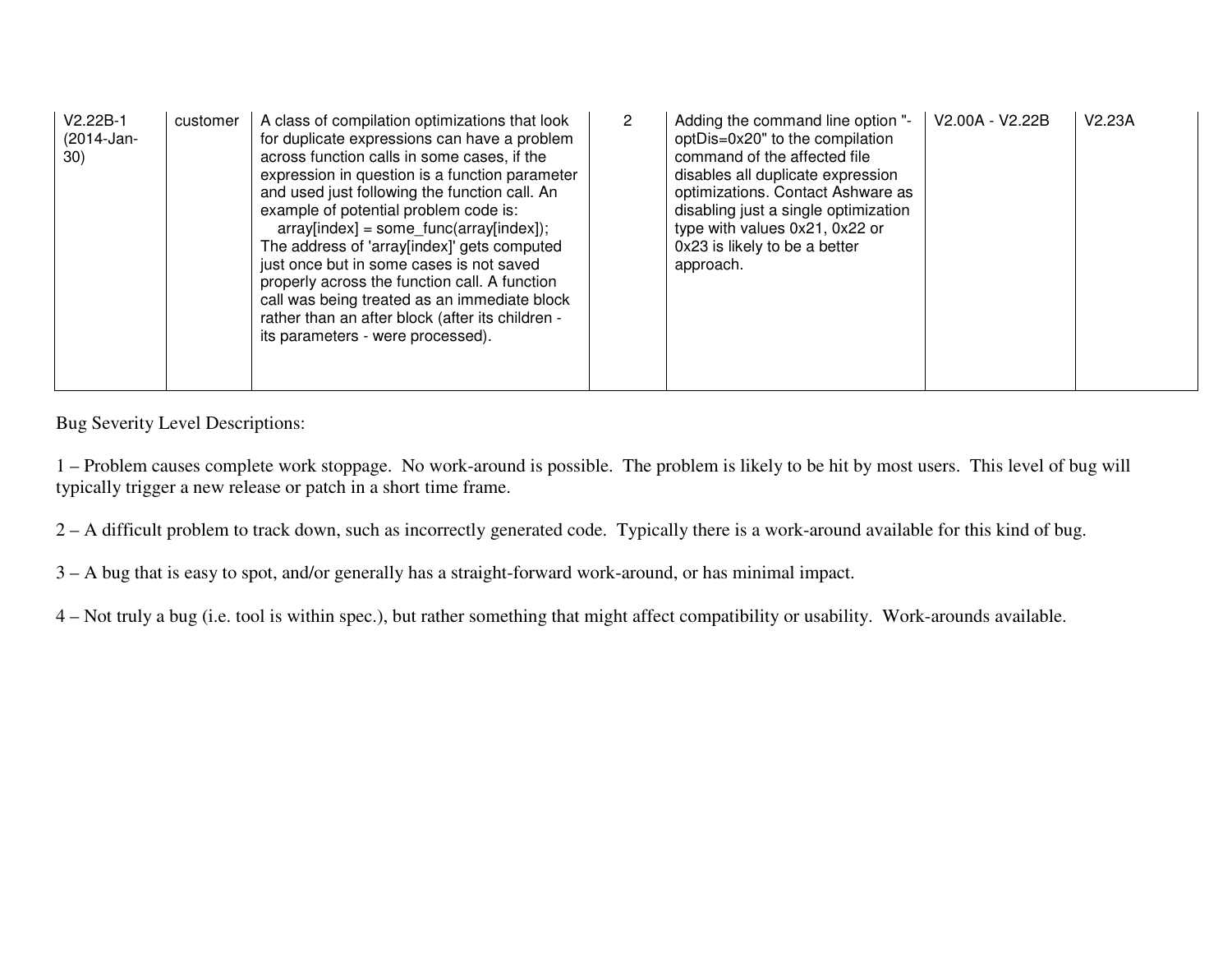| | | | | | | |
|---|---|---|---|---|---|---|
| V2.22B-1 (2014-Jan-30) | customer | A class of compilation optimizations that look for duplicate expressions can have a problem across function calls in some cases, if the expression in question is a function parameter and used just following the function call. An example of potential problem code is: array[index] = some_func(array[index]); The address of 'array[index]' gets computed just once but in some cases is not saved properly across the function call. A function call was being treated as an immediate block rather than an after block (after its children - its parameters - were processed). | 2 | Adding the command line option "-optDis=0x20" to the compilation command of the affected file disables all duplicate expression optimizations. Contact Ashware as disabling just a single optimization type with values 0x21, 0x22 or 0x23 is likely to be a better approach. | V2.00A - V2.22B | V2.23A |

Bug Severity Level Descriptions:

1 – Problem causes complete work stoppage. No work-around is possible. The problem is likely to be hit by most users. This level of bug will typically trigger a new release or patch in a short time frame.

2 – A difficult problem to track down, such as incorrectly generated code. Typically there is a work-around available for this kind of bug.

3 – A bug that is easy to spot, and/or generally has a straight-forward work-around, or has minimal impact.

4 – Not truly a bug (i.e. tool is within spec.), but rather something that might affect compatibility or usability. Work-arounds available.